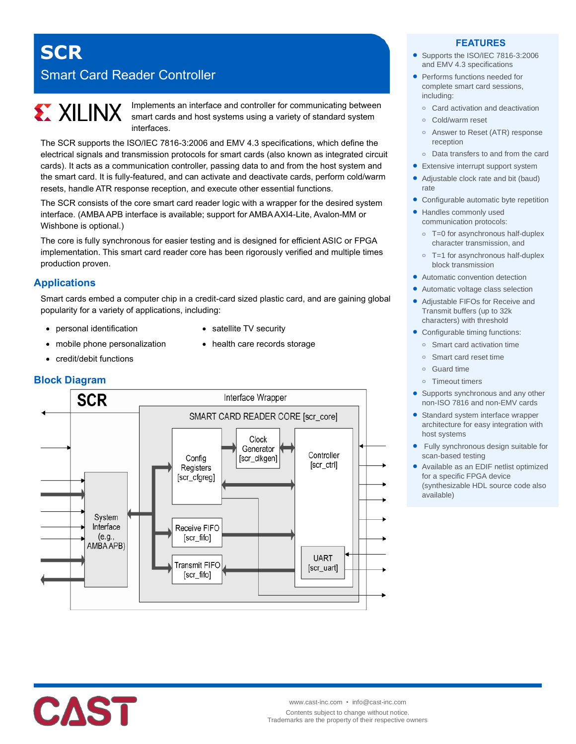# SCR

## Smart Card Reader Controller

XILINX

Implements an interface and controller for communicating between smart cards and host systems using a variety of standard system interfaces.

The SCR supports the ISO/IEC 7816-3:2006 and EMV 4.3 specifications, which define the electrical signals and transmission protocols for smart cards (also known as integrated circuit cards). It acts as a communication controller, passing data to and from the host system and the smart card. It is fully-featured, and can activate and deactivate cards, perform cold/warm resets, handle ATR response reception, and execute other essential functions.

The SCR consists of the core smart card reader logic with a wrapper for the desired system interface. (AMBA APB interface is available; support for AMBA AXI4-Lite, Avalon-MM or Wishbone is optional.)

The core is fully synchronous for easier testing and is designed for efficient ASIC or FPGA implementation. This smart card reader core has been rigorously verified and multiple times production proven.

## Applications

Smart cards embed a computer chip in a credit-card sized plastic card, and are gaining global popularity for a variety of applications, including:

- personal identification
- mobile phone personalization
- credit/debit functions
- satellite TV security
- health care records storage

## Block Diagram

SCR — Interface Wrapper

SMART CARD READER CORE [scr_core]

- Config Registers [scr_cfgreg]
- Clock Generator [scr_clkgen]
- Controller [scr_ctrl]
- Receive FIFO [scr_fifo]
- Transmit FIFO [scr_fifo]
- UART [scr_uart]
- System Interface (e.g., AMBA APB)

## FEATURES

- Supports the ISO/IEC 7816-3:2006 and EMV 4.3 specifications
- Performs functions needed for complete smart card sessions, including:
  - Card activation and deactivation
  - Cold/warm reset
  - Answer to Reset (ATR) response reception
  - Data transfers to and from the card
- Extensive interrupt support system
- Adjustable clock rate and bit (baud) rate
- Configurable automatic byte repetition
- Handles commonly used communication protocols:
  - T=0 for asynchronous half-duplex character transmission, and
  - T=1 for asynchronous half-duplex block transmission
- Automatic convention detection
- Automatic voltage class selection
- Adjustable FIFOs for Receive and Transmit buffers (up to 32k characters) with threshold
- Configurable timing functions:
  - Smart card activation time
  - Smart card reset time
  - Guard time
  - Timeout timers
- Supports synchronous and any other non-ISO 7816 and non-EMV cards
- Standard system interface wrapper architecture for easy integration with host systems
- Fully synchronous design suitable for scan-based testing
- Available as an EDIF netlist optimized for a specific FPGA device (synthesizable HDL source code also available)

CAST

www.cast-inc.com • info@cast-inc.com

Contents subject to change without notice.
Trademarks are the property of their respective owners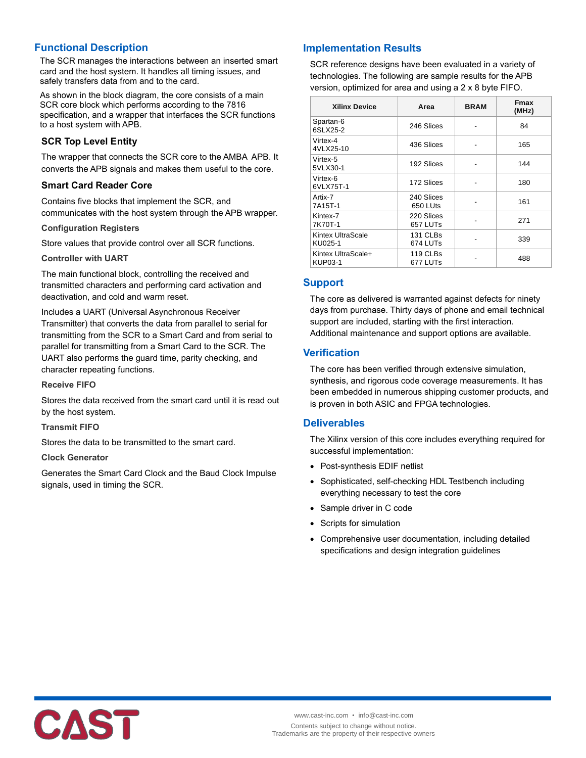## Functional Description

The SCR manages the interactions between an inserted smart card and the host system. It handles all timing issues, and safely transfers data from and to the card.

As shown in the block diagram, the core consists of a main SCR core block which performs according to the 7816 specification, and a wrapper that interfaces the SCR functions to a host system with APB.

### SCR Top Level Entity

The wrapper that connects the SCR core to the AMBA APB. It converts the APB signals and makes them useful to the core.

### Smart Card Reader Core

Contains five blocks that implement the SCR, and communicates with the host system through the APB wrapper.

#### Configuration Registers

Store values that provide control over all SCR functions.

#### Controller with UART

The main functional block, controlling the received and transmitted characters and performing card activation and deactivation, and cold and warm reset.

Includes a UART (Universal Asynchronous Receiver Transmitter) that converts the data from parallel to serial for transmitting from the SCR to a Smart Card and from serial to parallel for transmitting from a Smart Card to the SCR. The UART also performs the guard time, parity checking, and character repeating functions.

#### Receive FIFO

Stores the data received from the smart card until it is read out by the host system.

#### Transmit FIFO

Stores the data to be transmitted to the smart card.

#### Clock Generator

Generates the Smart Card Clock and the Baud Clock Impulse signals, used in timing the SCR.

## Implementation Results

SCR reference designs have been evaluated in a variety of technologies. The following are sample results for the APB version, optimized for area and using a 2 x 8 byte FIFO.

| Xilinx Device | Area | BRAM | Fmax (MHz) |
|---|---|---|---|
| Spartan-6 6SLX25-2 | 246 Slices | - | 84 |
| Virtex-4 4VLX25-10 | 436 Slices | - | 165 |
| Virtex-5 5VLX30-1 | 192 Slices | - | 144 |
| Virtex-6 6VLX75T-1 | 172 Slices | - | 180 |
| Artix-7 7A15T-1 | 240 Slices 650 LUts | - | 161 |
| Kintex-7 7K70T-1 | 220 Slices 657 LUTs | - | 271 |
| Kintex UltraScale KU025-1 | 131 CLBs 674 LUTs | - | 339 |
| Kintex UltraScale+ KUP03-1 | 119 CLBs 677 LUTs | - | 488 |

## Support

The core as delivered is warranted against defects for ninety days from purchase. Thirty days of phone and email technical support are included, starting with the first interaction. Additional maintenance and support options are available.

## Verification

The core has been verified through extensive simulation, synthesis, and rigorous code coverage measurements. It has been embedded in numerous shipping customer products, and is proven in both ASIC and FPGA technologies.

## Deliverables

The Xilinx version of this core includes everything required for successful implementation:

- Post-synthesis EDIF netlist
- Sophisticated, self-checking HDL Testbench including everything necessary to test the core
- Sample driver in C code
- Scripts for simulation
- Comprehensive user documentation, including detailed specifications and design integration guidelines

CAST

www.cast-inc.com • info@cast-inc.com

Contents subject to change without notice.
Trademarks are the property of their respective owners